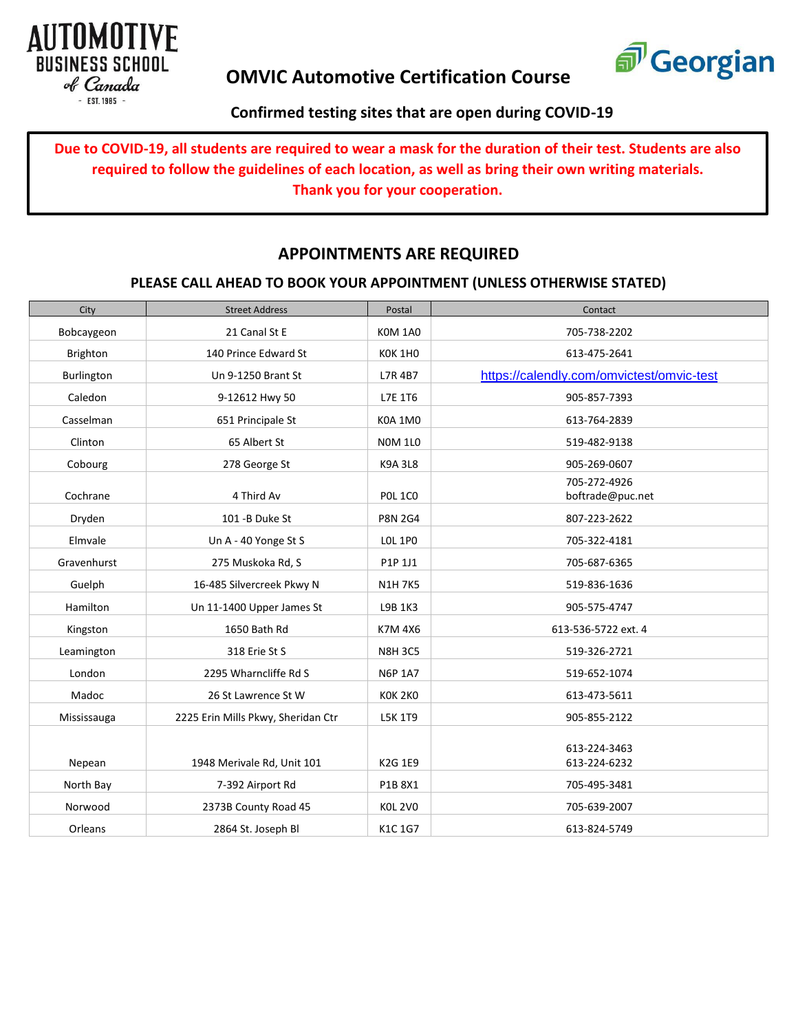AUTOMOTIVE BUSINESS SCHOOL of Canada - EST. 1985 -

# OMVIC Automotive Certification Course

Georgian

## Confirmed testing sites that are open during COVID-19

**Due to COVID-19, all students are required to wear a mask for the duration of their test. Students are also required to follow the guidelines of each location, as well as bring their own writing materials. Thank you for your cooperation.**

## APPOINTMENTS ARE REQUIRED

### PLEASE CALL AHEAD TO BOOK YOUR APPOINTMENT (UNLESS OTHERWISE STATED)

| City | Street Address | Postal | Contact |
|---|---|---|---|
| Bobcaygeon | 21 Canal St E | K0M 1A0 | 705-738-2202 |
| Brighton | 140 Prince Edward St | K0K 1H0 | 613-475-2641 |
| Burlington | Un 9-1250 Brant St | L7R 4B7 | https://calendly.com/omvictest/omvic-test |
| Caledon | 9-12612 Hwy 50 | L7E 1T6 | 905-857-7393 |
| Casselman | 651 Principale St | K0A 1M0 | 613-764-2839 |
| Clinton | 65 Albert St | N0M 1L0 | 519-482-9138 |
| Cobourg | 278 George St | K9A 3L8 | 905-269-0607 |
| Cochrane | 4 Third Av | P0L 1C0 | 705-272-4926 boftrade@puc.net |
| Dryden | 101 -B Duke St | P8N 2G4 | 807-223-2622 |
| Elmvale | Un A - 40 Yonge St S | L0L 1P0 | 705-322-4181 |
| Gravenhurst | 275 Muskoka Rd, S | P1P 1J1 | 705-687-6365 |
| Guelph | 16-485 Silvercreek Pkwy N | N1H 7K5 | 519-836-1636 |
| Hamilton | Un 11-1400 Upper James St | L9B 1K3 | 905-575-4747 |
| Kingston | 1650 Bath Rd | K7M 4X6 | 613-536-5722 ext. 4 |
| Leamington | 318 Erie St S | N8H 3C5 | 519-326-2721 |
| London | 2295 Wharncliffe Rd S | N6P 1A7 | 519-652-1074 |
| Madoc | 26 St Lawrence St W | K0K 2K0 | 613-473-5611 |
| Mississauga | 2225 Erin Mills Pkwy, Sheridan Ctr | L5K 1T9 | 905-855-2122 |
| Nepean | 1948 Merivale Rd, Unit 101 | K2G 1E9 | 613-224-3463 613-224-6232 |
| North Bay | 7-392 Airport Rd | P1B 8X1 | 705-495-3481 |
| Norwood | 2373B County Road 45 | K0L 2V0 | 705-639-2007 |
| Orleans | 2864 St. Joseph Bl | K1C 1G7 | 613-824-5749 |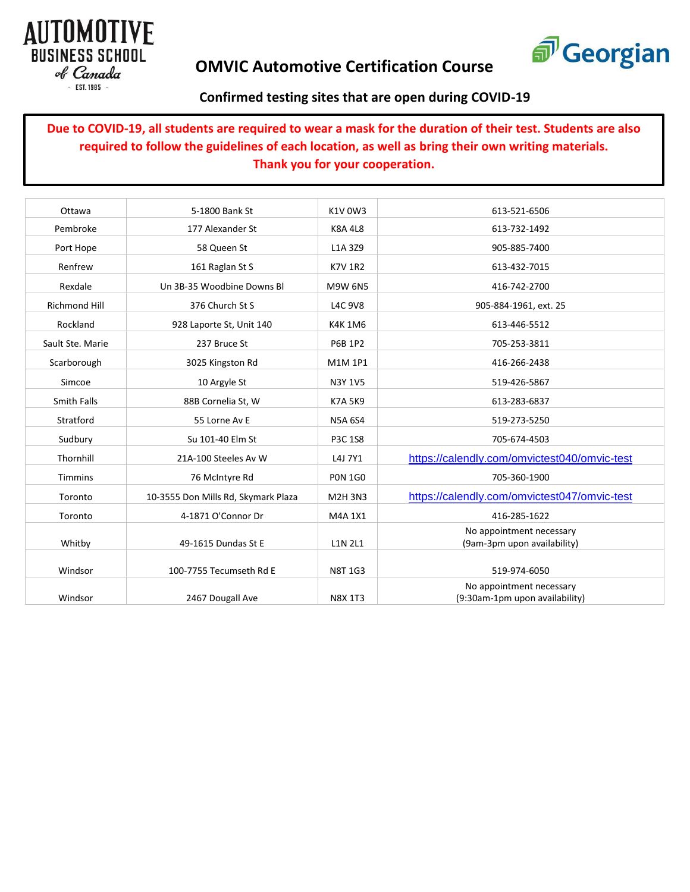## OMVIC Automotive Certification Course

### Confirmed testing sites that are open during COVID-19

**Due to COVID-19, all students are required to wear a mask for the duration of their test. Students are also required to follow the guidelines of each location, as well as bring their own writing materials. Thank you for your cooperation.**

| | | | |
|---|---|---|---|
| Ottawa | 5-1800 Bank St | K1V 0W3 | 613-521-6506 |
| Pembroke | 177 Alexander St | K8A 4L8 | 613-732-1492 |
| Port Hope | 58 Queen St | L1A 3Z9 | 905-885-7400 |
| Renfrew | 161 Raglan St S | K7V 1R2 | 613-432-7015 |
| Rexdale | Un 3B-35 Woodbine Downs Bl | M9W 6N5 | 416-742-2700 |
| Richmond Hill | 376 Church St S | L4C 9V8 | 905-884-1961, ext. 25 |
| Rockland | 928 Laporte St, Unit 140 | K4K 1M6 | 613-446-5512 |
| Sault Ste. Marie | 237 Bruce St | P6B 1P2 | 705-253-3811 |
| Scarborough | 3025 Kingston Rd | M1M 1P1 | 416-266-2438 |
| Simcoe | 10 Argyle St | N3Y 1V5 | 519-426-5867 |
| Smith Falls | 88B Cornelia St, W | K7A 5K9 | 613-283-6837 |
| Stratford | 55 Lorne Av E | N5A 6S4 | 519-273-5250 |
| Sudbury | Su 101-40 Elm St | P3C 1S8 | 705-674-4503 |
| Thornhill | 21A-100 Steeles Av W | L4J 7Y1 | https://calendly.com/omvictest040/omvic-test |
| Timmins | 76 McIntyre Rd | P0N 1G0 | 705-360-1900 |
| Toronto | 10-3555 Don Mills Rd, Skymark Plaza | M2H 3N3 | https://calendly.com/omvictest047/omvic-test |
| Toronto | 4-1871 O'Connor Dr | M4A 1X1 | 416-285-1622 |
| Whitby | 49-1615 Dundas St E | L1N 2L1 | No appointment necessary (9am-3pm upon availability) |
| Windsor | 100-7755 Tecumseth Rd E | N8T 1G3 | 519-974-6050 |
| Windsor | 2467 Dougall Ave | N8X 1T3 | No appointment necessary (9:30am-1pm upon availability) |